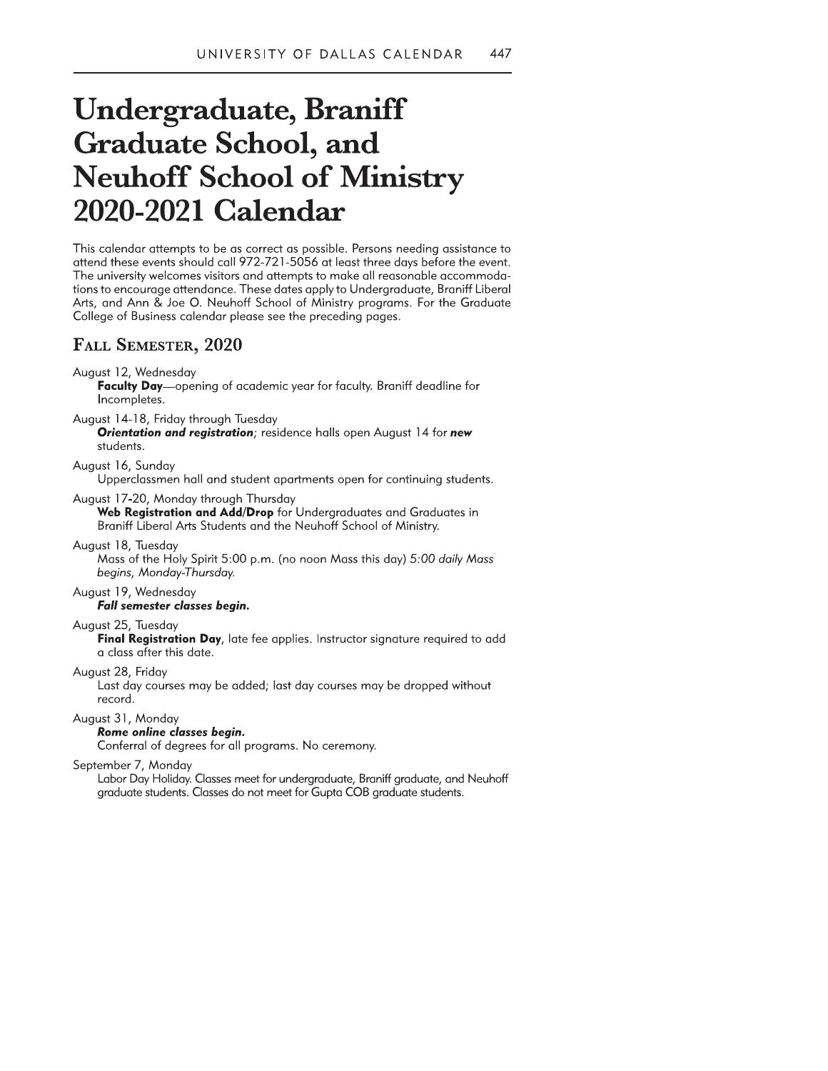# Undergraduate, Braniff Graduate School, and Neuhoff School of Ministry 2020-2021 Calendar

This calendar attempts to be as correct as possible. Persons needing assistance to attend these events should call 972-721-5056 at least three days before the event. The university welcomes visitors and attempts to make all reasonable accommodations to encourage attendance. These dates apply to Undergraduate, Braniff Liberal Arts, and Ann & Joe O. Neuhoff School of Ministry programs. For the Graduate College of Business calendar please see the preceding pages.

## Fall Semester, 2020

August 12, Wednesday
: **Faculty Day**—opening of academic year for faculty. Braniff deadline for Incompletes.

August 14-18, Friday through Tuesday
: ***Orientation and registration***; residence halls open August 14 for ***new*** students.

August 16, Sunday
: Upperclassmen hall and student apartments open for continuing students.

August 17-20, Monday through Thursday
: **Web Registration and Add/Drop** for Undergraduates and Graduates in Braniff Liberal Arts Students and the Neuhoff School of Ministry.

August 18, Tuesday
: Mass of the Holy Spirit 5:00 p.m. (no noon Mass this day) *5:00 daily Mass begins, Monday-Thursday.*

August 19, Wednesday
: ***Fall semester classes begin.***

August 25, Tuesday
: **Final Registration Day**, late fee applies. Instructor signature required to add a class after this date.

August 28, Friday
: Last day courses may be added; last day courses may be dropped without record.

August 31, Monday
: ***Rome online classes begin.***
: Conferral of degrees for all programs. No ceremony.

September 7, Monday
: Labor Day Holiday. Classes meet for undergraduate, Braniff graduate, and Neuhoff graduate students. Classes do not meet for Gupta COB graduate students.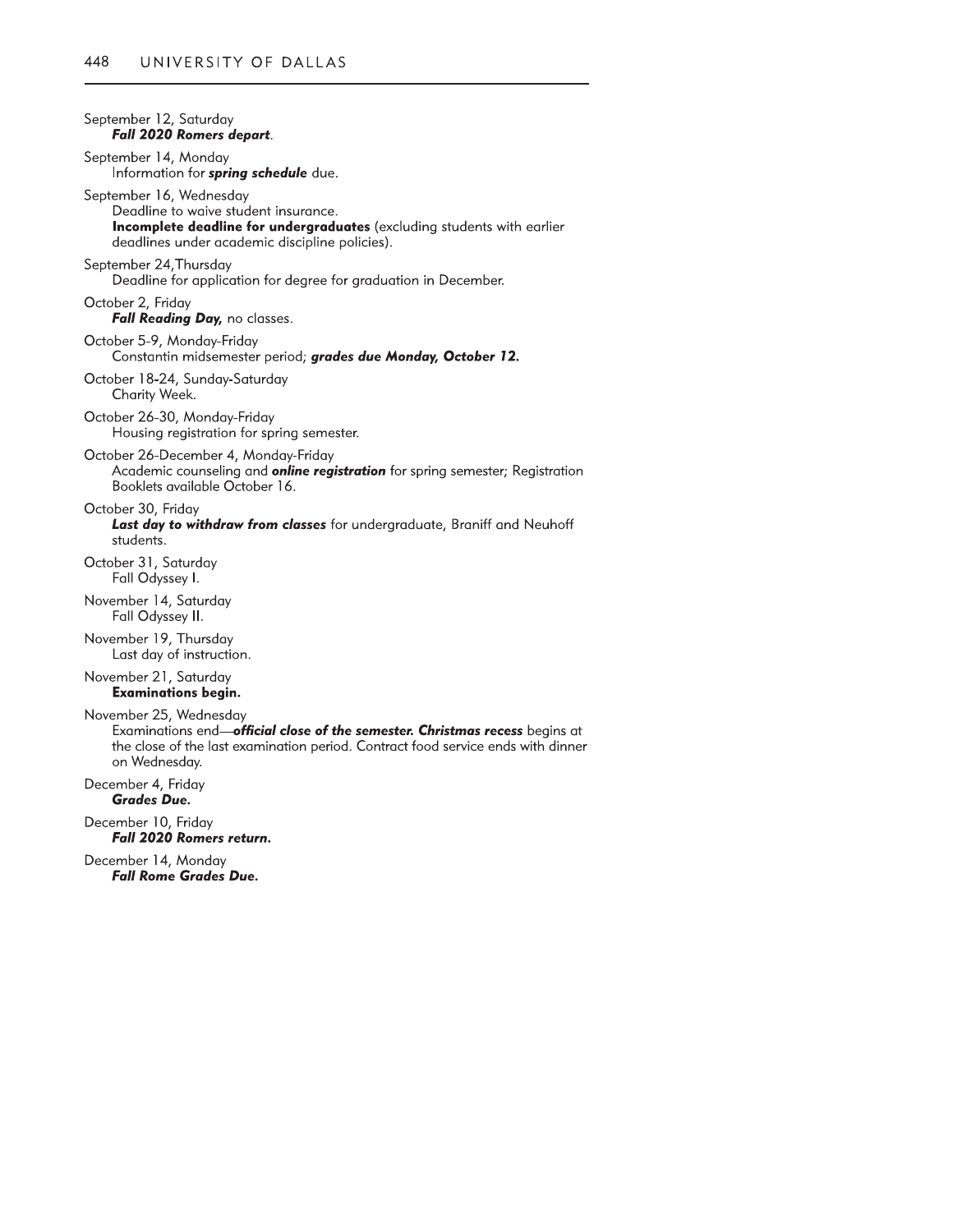September 12, Saturday
***Fall 2020 Romers depart***.

September 14, Monday
Information for ***spring schedule*** due.

September 16, Wednesday
Deadline to waive student insurance.
**Incomplete deadline for undergraduates** (excluding students with earlier deadlines under academic discipline policies).

September 24,Thursday
Deadline for application for degree for graduation in December.

October 2, Friday
***Fall Reading Day,*** no classes.

October 5-9, Monday-Friday
Constantin midsemester period; ***grades due Monday, October 12.***

October 18-24, Sunday-Saturday
Charity Week.

October 26-30, Monday-Friday
Housing registration for spring semester.

October 26-December 4, Monday-Friday
Academic counseling and ***online registration*** for spring semester; Registration Booklets available October 16.

October 30, Friday
***Last day to withdraw from classes*** for undergraduate, Braniff and Neuhoff students.

October 31, Saturday
Fall Odyssey I.

November 14, Saturday
Fall Odyssey II.

November 19, Thursday
Last day of instruction.

November 21, Saturday
**Examinations begin.**

November 25, Wednesday
Examinations end—***official close of the semester. Christmas recess*** begins at the close of the last examination period. Contract food service ends with dinner on Wednesday.

December 4, Friday
***Grades Due.***

December 10, Friday
***Fall 2020 Romers return.***

December 14, Monday
***Fall Rome Grades Due.***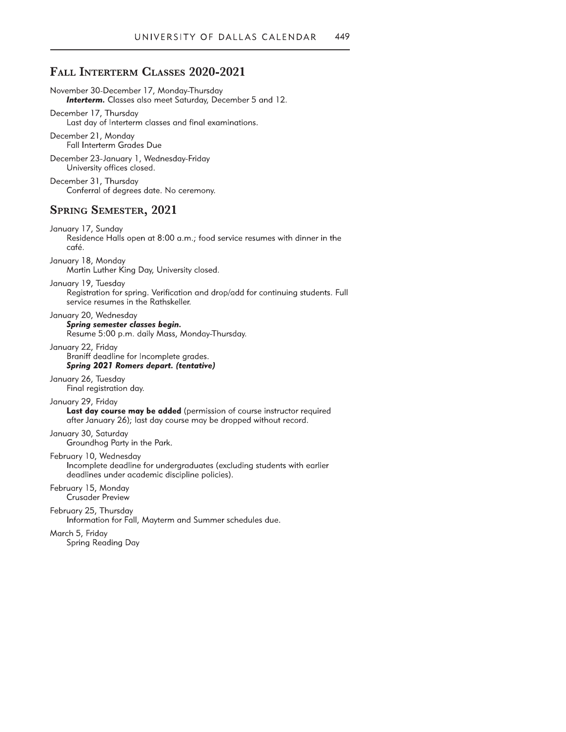## Fall Interterm Classes 2020-2021

November 30-December 17, Monday-Thursday
***Interterm.*** Classes also meet Saturday, December 5 and 12.

December 17, Thursday
Last day of Interterm classes and final examinations.

December 21, Monday
Fall Interterm Grades Due

December 23-January 1, Wednesday-Friday
University offices closed.

December 31, Thursday
Conferral of degrees date. No ceremony.

## Spring Semester, 2021

January 17, Sunday
Residence Halls open at 8:00 a.m.; food service resumes with dinner in the café.

January 18, Monday
Martin Luther King Day, University closed.

January 19, Tuesday
Registration for spring. Verification and drop/add for continuing students. Full service resumes in the Rathskeller.

January 20, Wednesday
***Spring semester classes begin.***
Resume 5:00 p.m. daily Mass, Monday-Thursday.

January 22, Friday
Braniff deadline for Incomplete grades.
***Spring 2021 Romers depart. (tentative)***

January 26, Tuesday
Final registration day.

January 29, Friday
**Last day course may be added** (permission of course instructor required after January 26); last day course may be dropped without record.

January 30, Saturday
Groundhog Party in the Park.

February 10, Wednesday
Incomplete deadline for undergraduates (excluding students with earlier deadlines under academic discipline policies).

February 15, Monday
Crusader Preview

February 25, Thursday
Information for Fall, Mayterm and Summer schedules due.

March 5, Friday
Spring Reading Day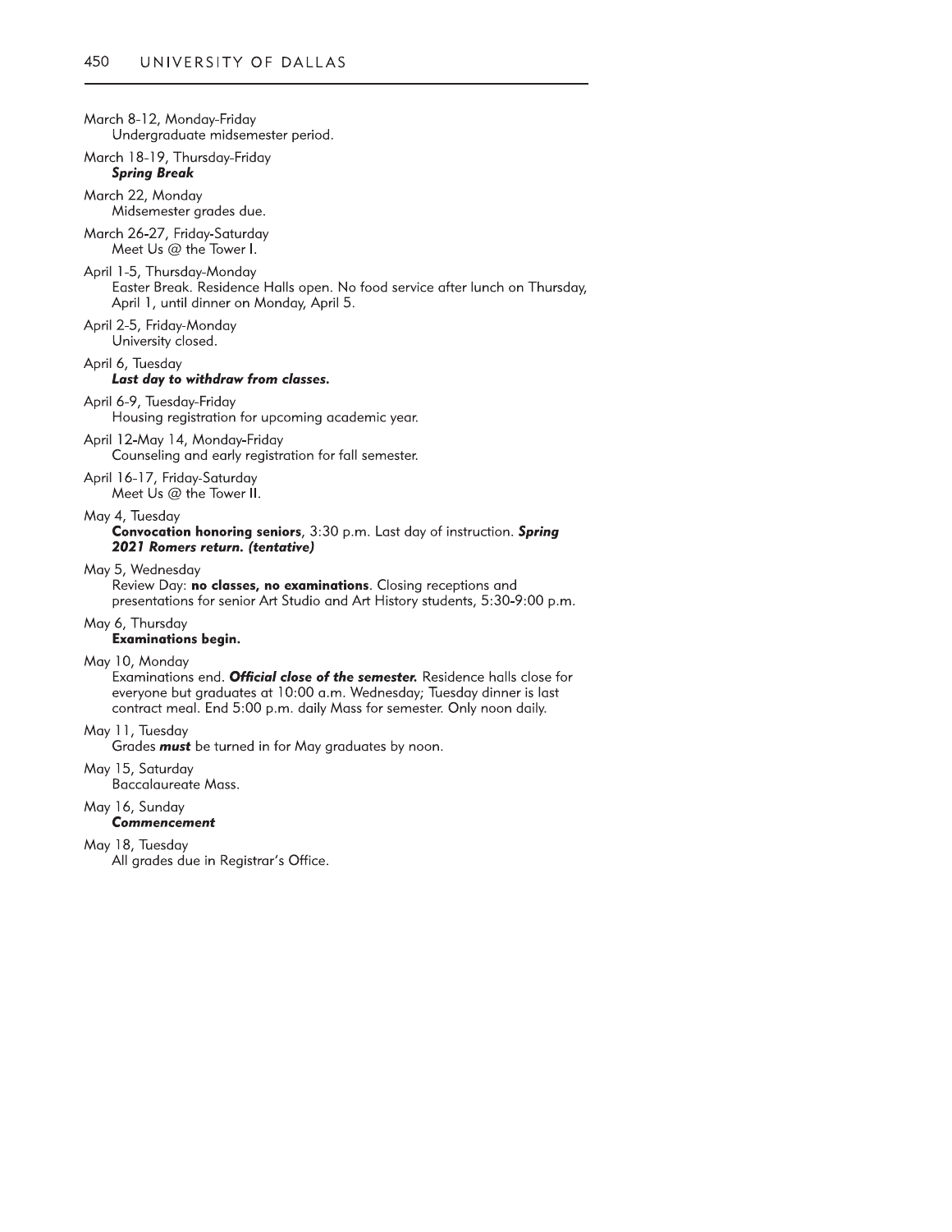March 8-12, Monday-Friday
Undergraduate midsemester period.

March 18-19, Thursday-Friday
***Spring Break***

March 22, Monday
Midsemester grades due.

March 26-27, Friday-Saturday
Meet Us @ the Tower I.

April 1-5, Thursday-Monday
Easter Break. Residence Halls open. No food service after lunch on Thursday, April 1, until dinner on Monday, April 5.

April 2-5, Friday-Monday
University closed.

April 6, Tuesday
***Last day to withdraw from classes.***

April 6-9, Tuesday-Friday
Housing registration for upcoming academic year.

April 12-May 14, Monday-Friday
Counseling and early registration for fall semester.

April 16-17, Friday-Saturday
Meet Us @ the Tower II.

May 4, Tuesday
**Convocation honoring seniors**, 3:30 p.m. Last day of instruction. ***Spring 2021 Romers return. (tentative)***

May 5, Wednesday
Review Day: **no classes, no examinations**. Closing receptions and presentations for senior Art Studio and Art History students, 5:30-9:00 p.m.

May 6, Thursday
**Examinations begin.**

May 10, Monday
Examinations end. ***Official close of the semester.*** Residence halls close for everyone but graduates at 10:00 a.m. Wednesday; Tuesday dinner is last contract meal. End 5:00 p.m. daily Mass for semester. Only noon daily.

May 11, Tuesday
Grades ***must*** be turned in for May graduates by noon.

May 15, Saturday
Baccalaureate Mass.

May 16, Sunday
***Commencement***

May 18, Tuesday
All grades due in Registrar's Office.